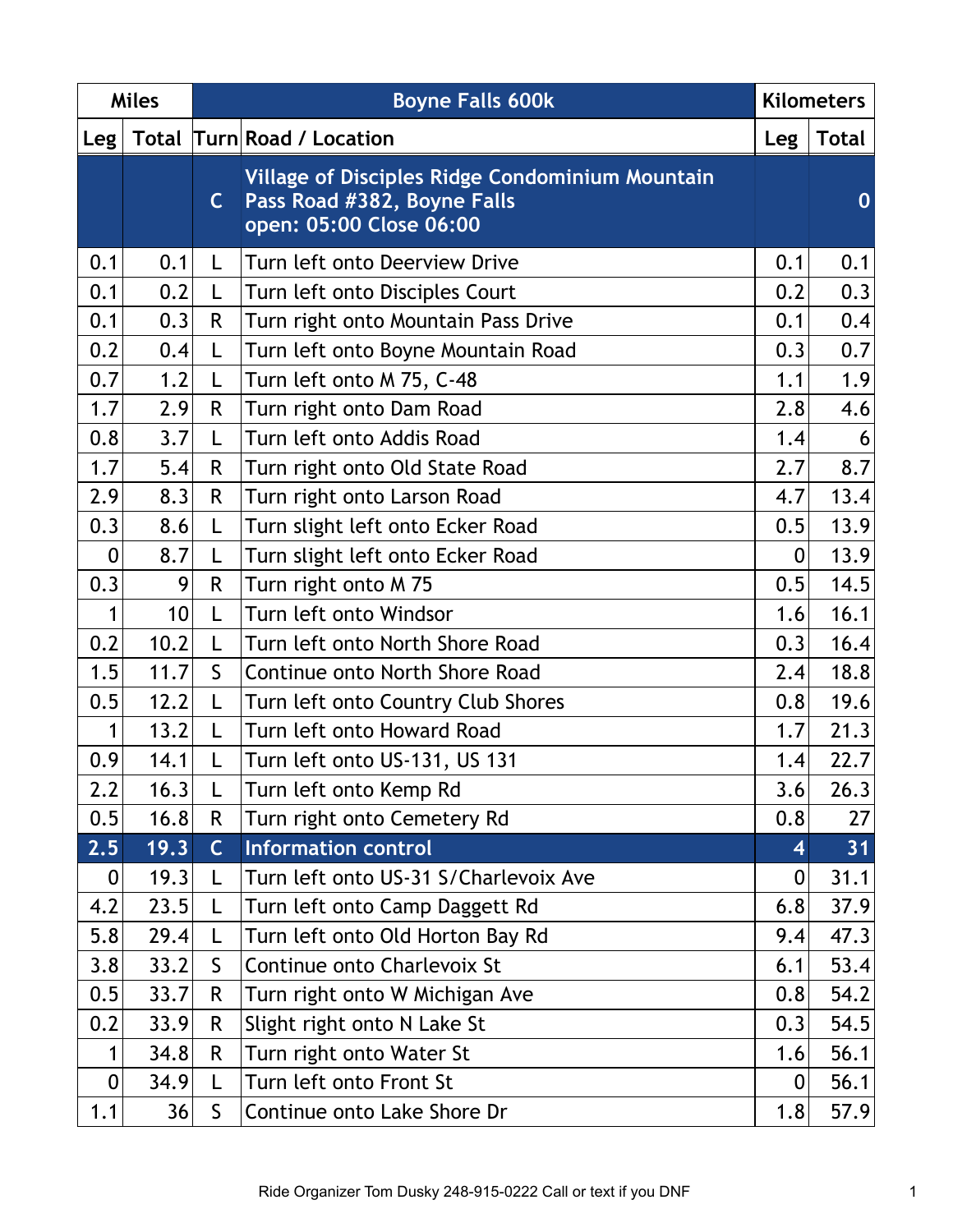| Miles | | Boyne Falls 600k | | Kilometers | |
|---|---|---|---|---|---|
| Leg | Total | Turn | Road / Location | Leg | Total |
| | | C | Village of Disciples Ridge Condominium Mountain Pass Road #382, Boyne Falls open: 05:00 Close 06:00 | | 0 |
| 0.1 | 0.1 | L | Turn left onto Deerview Drive | 0.1 | 0.1 |
| 0.1 | 0.2 | L | Turn left onto Disciples Court | 0.2 | 0.3 |
| 0.1 | 0.3 | R | Turn right onto Mountain Pass Drive | 0.1 | 0.4 |
| 0.2 | 0.4 | L | Turn left onto Boyne Mountain Road | 0.3 | 0.7 |
| 0.7 | 1.2 | L | Turn left onto M 75, C-48 | 1.1 | 1.9 |
| 1.7 | 2.9 | R | Turn right onto Dam Road | 2.8 | 4.6 |
| 0.8 | 3.7 | L | Turn left onto Addis Road | 1.4 | 6 |
| 1.7 | 5.4 | R | Turn right onto Old State Road | 2.7 | 8.7 |
| 2.9 | 8.3 | R | Turn right onto Larson Road | 4.7 | 13.4 |
| 0.3 | 8.6 | L | Turn slight left onto Ecker Road | 0.5 | 13.9 |
| 0 | 8.7 | L | Turn slight left onto Ecker Road | 0 | 13.9 |
| 0.3 | 9 | R | Turn right onto M 75 | 0.5 | 14.5 |
| 1 | 10 | L | Turn left onto Windsor | 1.6 | 16.1 |
| 0.2 | 10.2 | L | Turn left onto North Shore Road | 0.3 | 16.4 |
| 1.5 | 11.7 | S | Continue onto North Shore Road | 2.4 | 18.8 |
| 0.5 | 12.2 | L | Turn left onto Country Club Shores | 0.8 | 19.6 |
| 1 | 13.2 | L | Turn left onto Howard Road | 1.7 | 21.3 |
| 0.9 | 14.1 | L | Turn left onto US-131, US 131 | 1.4 | 22.7 |
| 2.2 | 16.3 | L | Turn left onto Kemp Rd | 3.6 | 26.3 |
| 0.5 | 16.8 | R | Turn right onto Cemetery Rd | 0.8 | 27 |
| 2.5 | 19.3 | C | Information control | 4 | 31 |
| 0 | 19.3 | L | Turn left onto US-31 S/Charlevoix Ave | 0 | 31.1 |
| 4.2 | 23.5 | L | Turn left onto Camp Daggett Rd | 6.8 | 37.9 |
| 5.8 | 29.4 | L | Turn left onto Old Horton Bay Rd | 9.4 | 47.3 |
| 3.8 | 33.2 | S | Continue onto Charlevoix St | 6.1 | 53.4 |
| 0.5 | 33.7 | R | Turn right onto W Michigan Ave | 0.8 | 54.2 |
| 0.2 | 33.9 | R | Slight right onto N Lake St | 0.3 | 54.5 |
| 1 | 34.8 | R | Turn right onto Water St | 1.6 | 56.1 |
| 0 | 34.9 | L | Turn left onto Front St | 0 | 56.1 |
| 1.1 | 36 | S | Continue onto Lake Shore Dr | 1.8 | 57.9 |

Ride Organizer Tom Dusky 248-915-0222 Call or text if you DNF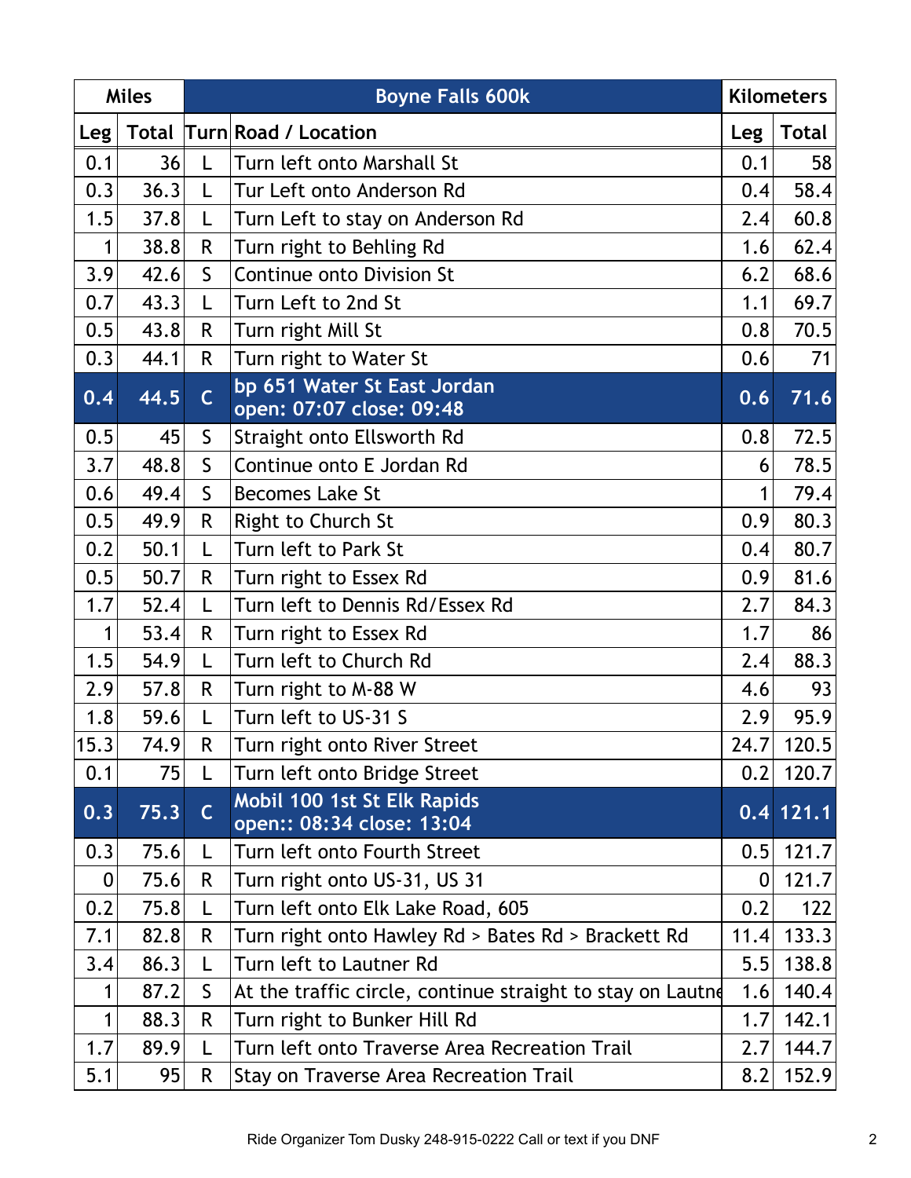| Miles | | | Boyne Falls 600k | Kilometers | |
|---|---|---|---|---|---|
| Leg | Total | Turn | Road / Location | Leg | Total |
| 0.1 | 36 | L | Turn left onto Marshall St | 0.1 | 58 |
| 0.3 | 36.3 | L | Tur Left onto Anderson Rd | 0.4 | 58.4 |
| 1.5 | 37.8 | L | Turn Left to stay on Anderson Rd | 2.4 | 60.8 |
| 1 | 38.8 | R | Turn right to Behling Rd | 1.6 | 62.4 |
| 3.9 | 42.6 | S | Continue onto Division St | 6.2 | 68.6 |
| 0.7 | 43.3 | L | Turn Left to 2nd St | 1.1 | 69.7 |
| 0.5 | 43.8 | R | Turn right Mill St | 0.8 | 70.5 |
| 0.3 | 44.1 | R | Turn right to Water St | 0.6 | 71 |
| **0.4** | **44.5** | **C** | **bp 651 Water St East Jordan open: 07:07 close: 09:48** | **0.6** | **71.6** |
| 0.5 | 45 | S | Straight onto Ellsworth Rd | 0.8 | 72.5 |
| 3.7 | 48.8 | S | Continue onto E Jordan Rd | 6 | 78.5 |
| 0.6 | 49.4 | S | Becomes Lake St | 1 | 79.4 |
| 0.5 | 49.9 | R | Right to Church St | 0.9 | 80.3 |
| 0.2 | 50.1 | L | Turn left to Park St | 0.4 | 80.7 |
| 0.5 | 50.7 | R | Turn right to Essex Rd | 0.9 | 81.6 |
| 1.7 | 52.4 | L | Turn left to Dennis Rd/Essex Rd | 2.7 | 84.3 |
| 1 | 53.4 | R | Turn right to Essex Rd | 1.7 | 86 |
| 1.5 | 54.9 | L | Turn left to Church Rd | 2.4 | 88.3 |
| 2.9 | 57.8 | R | Turn right to M-88 W | 4.6 | 93 |
| 1.8 | 59.6 | L | Turn left to US-31 S | 2.9 | 95.9 |
| 15.3 | 74.9 | R | Turn right onto River Street | 24.7 | 120.5 |
| 0.1 | 75 | L | Turn left onto Bridge Street | 0.2 | 120.7 |
| **0.3** | **75.3** | **C** | **Mobil 100 1st St Elk Rapids open:: 08:34 close: 13:04** | **0.4** | **121.1** |
| 0.3 | 75.6 | L | Turn left onto Fourth Street | 0.5 | 121.7 |
| 0 | 75.6 | R | Turn right onto US-31, US 31 | 0 | 121.7 |
| 0.2 | 75.8 | L | Turn left onto Elk Lake Road, 605 | 0.2 | 122 |
| 7.1 | 82.8 | R | Turn right onto Hawley Rd > Bates Rd > Brackett Rd | 11.4 | 133.3 |
| 3.4 | 86.3 | L | Turn left to Lautner Rd | 5.5 | 138.8 |
| 1 | 87.2 | S | At the traffic circle, continue straight to stay on Lautne | 1.6 | 140.4 |
| 1 | 88.3 | R | Turn right to Bunker Hill Rd | 1.7 | 142.1 |
| 1.7 | 89.9 | L | Turn left onto Traverse Area Recreation Trail | 2.7 | 144.7 |
| 5.1 | 95 | R | Stay on Traverse Area Recreation Trail | 8.2 | 152.9 |

Ride Organizer Tom Dusky 248-915-0222 Call or text if you DNF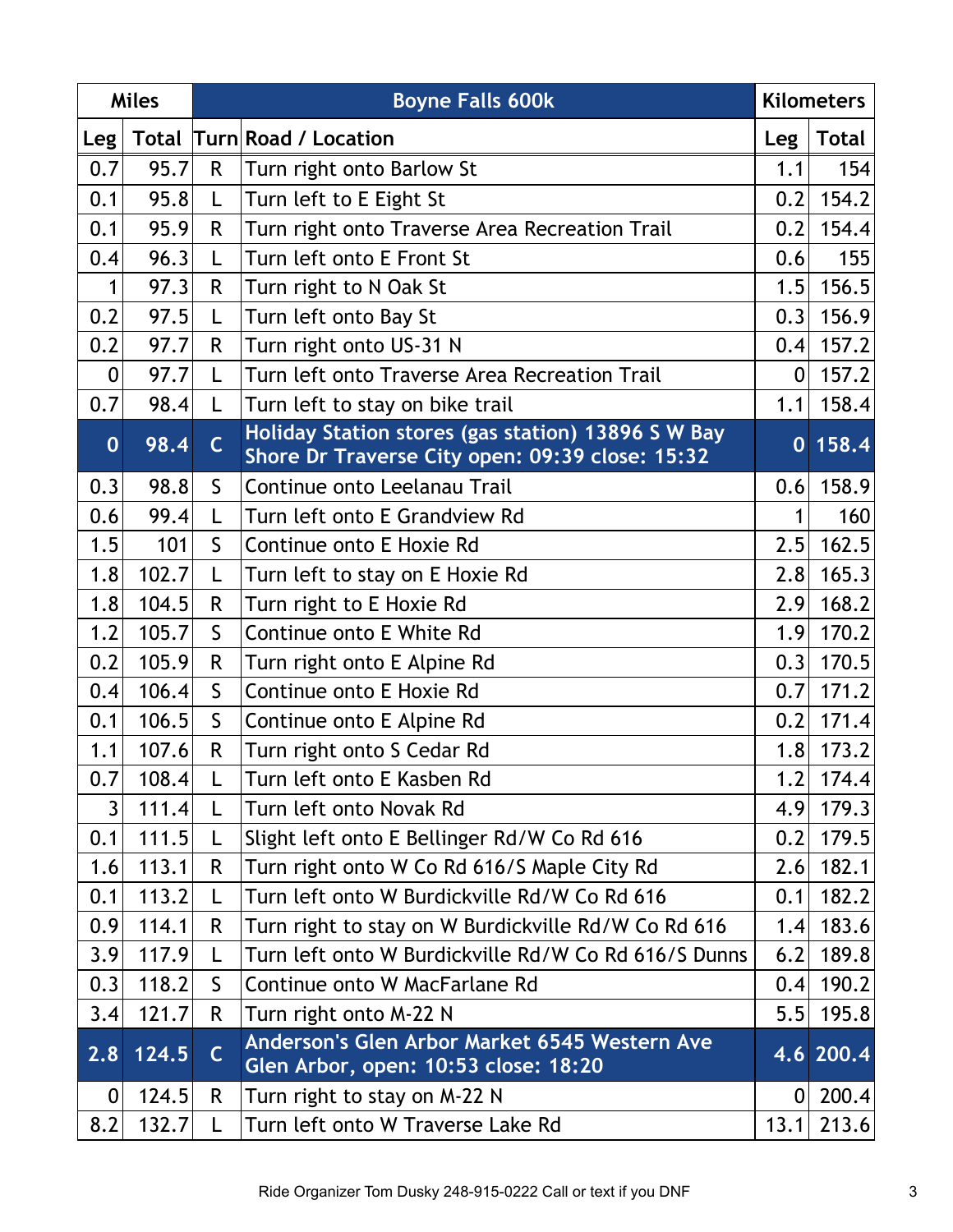| Miles | | Boyne Falls 600k | | Kilometers | |
|---|---|---|---|---|---|
| Leg | Total | Turn | Road / Location | Leg | Total |
| 0.7 | 95.7 | R | Turn right onto Barlow St | 1.1 | 154 |
| 0.1 | 95.8 | L | Turn left to E Eight St | 0.2 | 154.2 |
| 0.1 | 95.9 | R | Turn right onto Traverse Area Recreation Trail | 0.2 | 154.4 |
| 0.4 | 96.3 | L | Turn left onto E Front St | 0.6 | 155 |
| 1 | 97.3 | R | Turn right to N Oak St | 1.5 | 156.5 |
| 0.2 | 97.5 | L | Turn left onto Bay St | 0.3 | 156.9 |
| 0.2 | 97.7 | R | Turn right onto US-31 N | 0.4 | 157.2 |
| 0 | 97.7 | L | Turn left onto Traverse Area Recreation Trail | 0 | 157.2 |
| 0.7 | 98.4 | L | Turn left to stay on bike trail | 1.1 | 158.4 |
| **0** | **98.4** | **C** | **Holiday Station stores (gas station) 13896 S W Bay Shore Dr Traverse City open: 09:39 close: 15:32** | **0** | **158.4** |
| 0.3 | 98.8 | S | Continue onto Leelanau Trail | 0.6 | 158.9 |
| 0.6 | 99.4 | L | Turn left onto E Grandview Rd | 1 | 160 |
| 1.5 | 101 | S | Continue onto E Hoxie Rd | 2.5 | 162.5 |
| 1.8 | 102.7 | L | Turn left to stay on E Hoxie Rd | 2.8 | 165.3 |
| 1.8 | 104.5 | R | Turn right to E Hoxie Rd | 2.9 | 168.2 |
| 1.2 | 105.7 | S | Continue onto E White Rd | 1.9 | 170.2 |
| 0.2 | 105.9 | R | Turn right onto E Alpine Rd | 0.3 | 170.5 |
| 0.4 | 106.4 | S | Continue onto E Hoxie Rd | 0.7 | 171.2 |
| 0.1 | 106.5 | S | Continue onto E Alpine Rd | 0.2 | 171.4 |
| 1.1 | 107.6 | R | Turn right onto S Cedar Rd | 1.8 | 173.2 |
| 0.7 | 108.4 | L | Turn left onto E Kasben Rd | 1.2 | 174.4 |
| 3 | 111.4 | L | Turn left onto Novak Rd | 4.9 | 179.3 |
| 0.1 | 111.5 | L | Slight left onto E Bellinger Rd/W Co Rd 616 | 0.2 | 179.5 |
| 1.6 | 113.1 | R | Turn right onto W Co Rd 616/S Maple City Rd | 2.6 | 182.1 |
| 0.1 | 113.2 | L | Turn left onto W Burdickville Rd/W Co Rd 616 | 0.1 | 182.2 |
| 0.9 | 114.1 | R | Turn right to stay on W Burdickville Rd/W Co Rd 616 | 1.4 | 183.6 |
| 3.9 | 117.9 | L | Turn left onto W Burdickville Rd/W Co Rd 616/S Dunns | 6.2 | 189.8 |
| 0.3 | 118.2 | S | Continue onto W MacFarlane Rd | 0.4 | 190.2 |
| 3.4 | 121.7 | R | Turn right onto M-22 N | 5.5 | 195.8 |
| **2.8** | **124.5** | **C** | **Anderson's Glen Arbor Market 6545 Western Ave Glen Arbor, open: 10:53 close: 18:20** | **4.6** | **200.4** |
| 0 | 124.5 | R | Turn right to stay on M-22 N | 0 | 200.4 |
| 8.2 | 132.7 | L | Turn left onto W Traverse Lake Rd | 13.1 | 213.6 |

Ride Organizer Tom Dusky 248-915-0222 Call or text if you DNF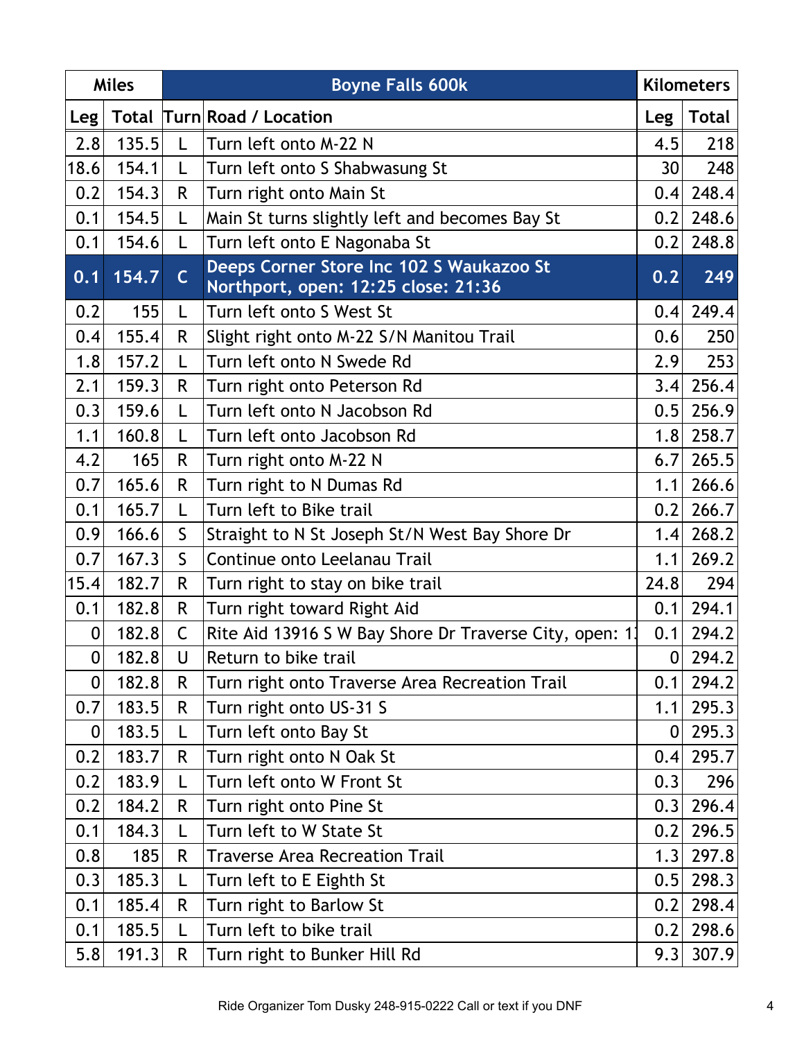| Miles | | | Boyne Falls 600k | Kilometers | |
|---|---|---|---|---|---|
| Leg | Total | Turn | Road / Location | Leg | Total |
| 2.8 | 135.5 | L | Turn left onto M-22 N | 4.5 | 218 |
| 18.6 | 154.1 | L | Turn left onto S Shabwasung St | 30 | 248 |
| 0.2 | 154.3 | R | Turn right onto Main St | 0.4 | 248.4 |
| 0.1 | 154.5 | L | Main St turns slightly left and becomes Bay St | 0.2 | 248.6 |
| 0.1 | 154.6 | L | Turn left onto E Nagonaba St | 0.2 | 248.8 |
| **0.1** | **154.7** | **C** | **Deeps Corner Store Inc 102 S Waukazoo St Northport, open: 12:25 close: 21:36** | **0.2** | **249** |
| 0.2 | 155 | L | Turn left onto S West St | 0.4 | 249.4 |
| 0.4 | 155.4 | R | Slight right onto M-22 S/N Manitou Trail | 0.6 | 250 |
| 1.8 | 157.2 | L | Turn left onto N Swede Rd | 2.9 | 253 |
| 2.1 | 159.3 | R | Turn right onto Peterson Rd | 3.4 | 256.4 |
| 0.3 | 159.6 | L | Turn left onto N Jacobson Rd | 0.5 | 256.9 |
| 1.1 | 160.8 | L | Turn left onto Jacobson Rd | 1.8 | 258.7 |
| 4.2 | 165 | R | Turn right onto M-22 N | 6.7 | 265.5 |
| 0.7 | 165.6 | R | Turn right to N Dumas Rd | 1.1 | 266.6 |
| 0.1 | 165.7 | L | Turn left to Bike trail | 0.2 | 266.7 |
| 0.9 | 166.6 | S | Straight to N St Joseph St/N West Bay Shore Dr | 1.4 | 268.2 |
| 0.7 | 167.3 | S | Continue onto Leelanau Trail | 1.1 | 269.2 |
| 15.4 | 182.7 | R | Turn right to stay on bike trail | 24.8 | 294 |
| 0.1 | 182.8 | R | Turn right toward Right Aid | 0.1 | 294.1 |
| 0 | 182.8 | C | Rite Aid 13916 S W Bay Shore Dr Traverse City, open: 1 | 0.1 | 294.2 |
| 0 | 182.8 | U | Return to bike trail | 0 | 294.2 |
| 0 | 182.8 | R | Turn right onto Traverse Area Recreation Trail | 0.1 | 294.2 |
| 0.7 | 183.5 | R | Turn right onto US-31 S | 1.1 | 295.3 |
| 0 | 183.5 | L | Turn left onto Bay St | 0 | 295.3 |
| 0.2 | 183.7 | R | Turn right onto N Oak St | 0.4 | 295.7 |
| 0.2 | 183.9 | L | Turn left onto W Front St | 0.3 | 296 |
| 0.2 | 184.2 | R | Turn right onto Pine St | 0.3 | 296.4 |
| 0.1 | 184.3 | L | Turn left to W State St | 0.2 | 296.5 |
| 0.8 | 185 | R | Traverse Area Recreation Trail | 1.3 | 297.8 |
| 0.3 | 185.3 | L | Turn left to E Eighth St | 0.5 | 298.3 |
| 0.1 | 185.4 | R | Turn right to Barlow St | 0.2 | 298.4 |
| 0.1 | 185.5 | L | Turn left to bike trail | 0.2 | 298.6 |
| 5.8 | 191.3 | R | Turn right to Bunker Hill Rd | 9.3 | 307.9 |

Ride Organizer Tom Dusky 248-915-0222 Call or text if you DNF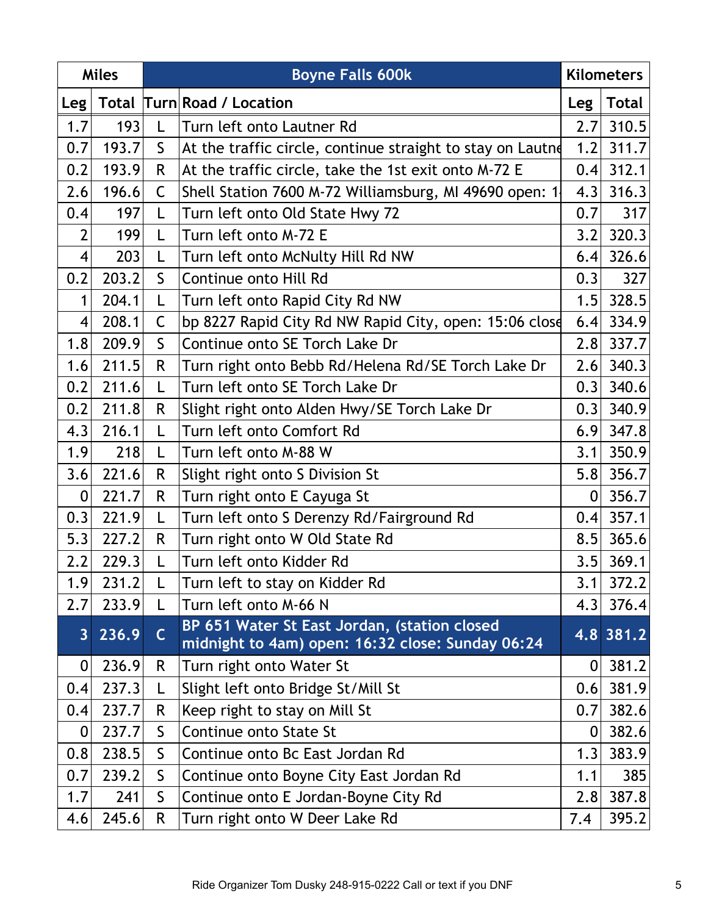| Miles | | Boyne Falls 600k | | Kilometers | |
|---|---|---|---|---|---|
| Leg | Total | Turn | Road / Location | Leg | Total |
| 1.7 | 193 | L | Turn left onto Lautner Rd | 2.7 | 310.5 |
| 0.7 | 193.7 | S | At the traffic circle, continue straight to stay on Lautne | 1.2 | 311.7 |
| 0.2 | 193.9 | R | At the traffic circle, take the 1st exit onto M-72 E | 0.4 | 312.1 |
| 2.6 | 196.6 | C | Shell Station 7600 M-72 Williamsburg, MI 49690 open: 1 | 4.3 | 316.3 |
| 0.4 | 197 | L | Turn left onto Old State Hwy 72 | 0.7 | 317 |
| 2 | 199 | L | Turn left onto M-72 E | 3.2 | 320.3 |
| 4 | 203 | L | Turn left onto McNulty Hill Rd NW | 6.4 | 326.6 |
| 0.2 | 203.2 | S | Continue onto Hill Rd | 0.3 | 327 |
| 1 | 204.1 | L | Turn left onto Rapid City Rd NW | 1.5 | 328.5 |
| 4 | 208.1 | C | bp 8227 Rapid City Rd NW Rapid City, open: 15:06 close | 6.4 | 334.9 |
| 1.8 | 209.9 | S | Continue onto SE Torch Lake Dr | 2.8 | 337.7 |
| 1.6 | 211.5 | R | Turn right onto Bebb Rd/Helena Rd/SE Torch Lake Dr | 2.6 | 340.3 |
| 0.2 | 211.6 | L | Turn left onto SE Torch Lake Dr | 0.3 | 340.6 |
| 0.2 | 211.8 | R | Slight right onto Alden Hwy/SE Torch Lake Dr | 0.3 | 340.9 |
| 4.3 | 216.1 | L | Turn left onto Comfort Rd | 6.9 | 347.8 |
| 1.9 | 218 | L | Turn left onto M-88 W | 3.1 | 350.9 |
| 3.6 | 221.6 | R | Slight right onto S Division St | 5.8 | 356.7 |
| 0 | 221.7 | R | Turn right onto E Cayuga St | 0 | 356.7 |
| 0.3 | 221.9 | L | Turn left onto S Derenzy Rd/Fairground Rd | 0.4 | 357.1 |
| 5.3 | 227.2 | R | Turn right onto W Old State Rd | 8.5 | 365.6 |
| 2.2 | 229.3 | L | Turn left onto Kidder Rd | 3.5 | 369.1 |
| 1.9 | 231.2 | L | Turn left to stay on Kidder Rd | 3.1 | 372.2 |
| 2.7 | 233.9 | L | Turn left onto M-66 N | 4.3 | 376.4 |
| **3** | **236.9** | **C** | **BP 651 Water St East Jordan, (station closed midnight to 4am) open: 16:32 close: Sunday 06:24** | **4.8** | **381.2** |
| 0 | 236.9 | R | Turn right onto Water St | 0 | 381.2 |
| 0.4 | 237.3 | L | Slight left onto Bridge St/Mill St | 0.6 | 381.9 |
| 0.4 | 237.7 | R | Keep right to stay on Mill St | 0.7 | 382.6 |
| 0 | 237.7 | S | Continue onto State St | 0 | 382.6 |
| 0.8 | 238.5 | S | Continue onto Bc East Jordan Rd | 1.3 | 383.9 |
| 0.7 | 239.2 | S | Continue onto Boyne City East Jordan Rd | 1.1 | 385 |
| 1.7 | 241 | S | Continue onto E Jordan-Boyne City Rd | 2.8 | 387.8 |
| 4.6 | 245.6 | R | Turn right onto W Deer Lake Rd | 7.4 | 395.2 |

Ride Organizer Tom Dusky 248-915-0222 Call or text if you DNF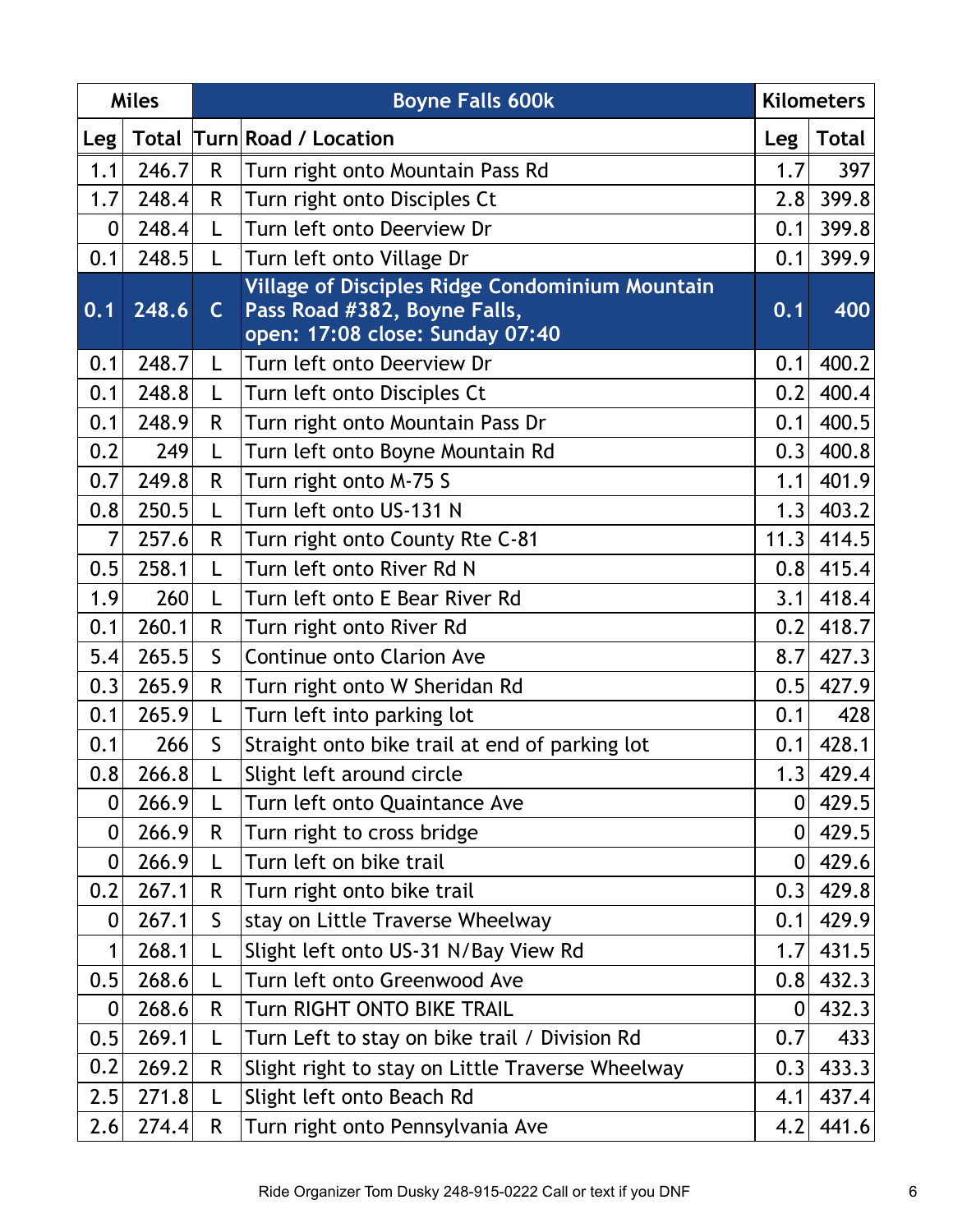| Miles | | | Boyne Falls 600k | Kilometers | |
|---|---|---|---|---|---|
| Leg | Total | Turn | Road / Location | Leg | Total |
| 1.1 | 246.7 | R | Turn right onto Mountain Pass Rd | 1.7 | 397 |
| 1.7 | 248.4 | R | Turn right onto Disciples Ct | 2.8 | 399.8 |
| 0 | 248.4 | L | Turn left onto Deerview Dr | 0.1 | 399.8 |
| 0.1 | 248.5 | L | Turn left onto Village Dr | 0.1 | 399.9 |
| **0.1** | **248.6** | **C** | **Village of Disciples Ridge Condominium Mountain Pass Road #382, Boyne Falls, open: 17:08 close: Sunday 07:40** | **0.1** | **400** |
| 0.1 | 248.7 | L | Turn left onto Deerview Dr | 0.1 | 400.2 |
| 0.1 | 248.8 | L | Turn left onto Disciples Ct | 0.2 | 400.4 |
| 0.1 | 248.9 | R | Turn right onto Mountain Pass Dr | 0.1 | 400.5 |
| 0.2 | 249 | L | Turn left onto Boyne Mountain Rd | 0.3 | 400.8 |
| 0.7 | 249.8 | R | Turn right onto M-75 S | 1.1 | 401.9 |
| 0.8 | 250.5 | L | Turn left onto US-131 N | 1.3 | 403.2 |
| 7 | 257.6 | R | Turn right onto County Rte C-81 | 11.3 | 414.5 |
| 0.5 | 258.1 | L | Turn left onto River Rd N | 0.8 | 415.4 |
| 1.9 | 260 | L | Turn left onto E Bear River Rd | 3.1 | 418.4 |
| 0.1 | 260.1 | R | Turn right onto River Rd | 0.2 | 418.7 |
| 5.4 | 265.5 | S | Continue onto Clarion Ave | 8.7 | 427.3 |
| 0.3 | 265.9 | R | Turn right onto W Sheridan Rd | 0.5 | 427.9 |
| 0.1 | 265.9 | L | Turn left into parking lot | 0.1 | 428 |
| 0.1 | 266 | S | Straight onto bike trail at end of parking lot | 0.1 | 428.1 |
| 0.8 | 266.8 | L | Slight left around circle | 1.3 | 429.4 |
| 0 | 266.9 | L | Turn left onto Quaintance Ave | 0 | 429.5 |
| 0 | 266.9 | R | Turn right to cross bridge | 0 | 429.5 |
| 0 | 266.9 | L | Turn left on bike trail | 0 | 429.6 |
| 0.2 | 267.1 | R | Turn right onto bike trail | 0.3 | 429.8 |
| 0 | 267.1 | S | stay on Little Traverse Wheelway | 0.1 | 429.9 |
| 1 | 268.1 | L | Slight left onto US-31 N/Bay View Rd | 1.7 | 431.5 |
| 0.5 | 268.6 | L | Turn left onto Greenwood Ave | 0.8 | 432.3 |
| 0 | 268.6 | R | Turn RIGHT ONTO BIKE TRAIL | 0 | 432.3 |
| 0.5 | 269.1 | L | Turn Left to stay on bike trail / Division Rd | 0.7 | 433 |
| 0.2 | 269.2 | R | Slight right to stay on Little Traverse Wheelway | 0.3 | 433.3 |
| 2.5 | 271.8 | L | Slight left onto Beach Rd | 4.1 | 437.4 |
| 2.6 | 274.4 | R | Turn right onto Pennsylvania Ave | 4.2 | 441.6 |

Ride Organizer Tom Dusky 248-915-0222 Call or text if you DNF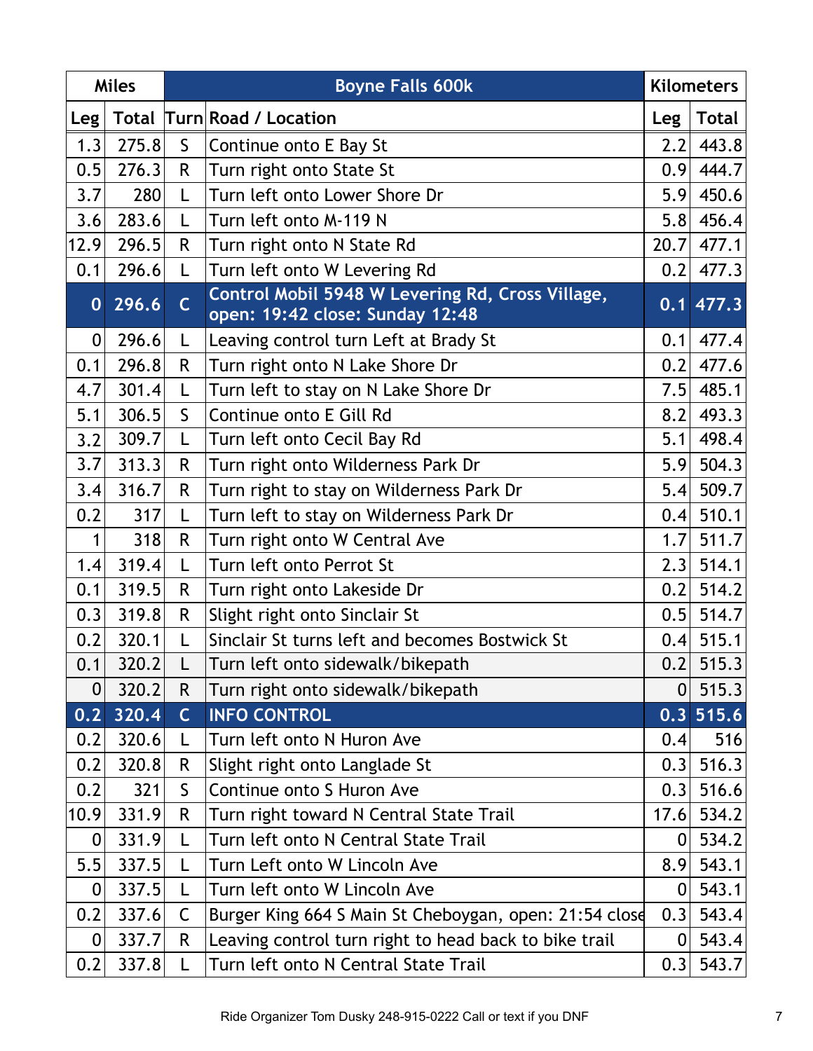| Miles | | | Boyne Falls 600k | Kilometers | |
|---|---|---|---|---|---|
| Leg | Total | Turn | Road / Location | Leg | Total |
| 1.3 | 275.8 | S | Continue onto E Bay St | 2.2 | 443.8 |
| 0.5 | 276.3 | R | Turn right onto State St | 0.9 | 444.7 |
| 3.7 | 280 | L | Turn left onto Lower Shore Dr | 5.9 | 450.6 |
| 3.6 | 283.6 | L | Turn left onto M-119 N | 5.8 | 456.4 |
| 12.9 | 296.5 | R | Turn right onto N State Rd | 20.7 | 477.1 |
| 0.1 | 296.6 | L | Turn left onto W Levering Rd | 0.2 | 477.3 |
| **0** | **296.6** | **C** | **Control Mobil 5948 W Levering Rd, Cross Village, open: 19:42 close: Sunday 12:48** | **0.1** | **477.3** |
| 0 | 296.6 | L | Leaving control turn Left at Brady St | 0.1 | 477.4 |
| 0.1 | 296.8 | R | Turn right onto N Lake Shore Dr | 0.2 | 477.6 |
| 4.7 | 301.4 | L | Turn left to stay on N Lake Shore Dr | 7.5 | 485.1 |
| 5.1 | 306.5 | S | Continue onto E Gill Rd | 8.2 | 493.3 |
| 3.2 | 309.7 | L | Turn left onto Cecil Bay Rd | 5.1 | 498.4 |
| 3.7 | 313.3 | R | Turn right onto Wilderness Park Dr | 5.9 | 504.3 |
| 3.4 | 316.7 | R | Turn right to stay on Wilderness Park Dr | 5.4 | 509.7 |
| 0.2 | 317 | L | Turn left to stay on Wilderness Park Dr | 0.4 | 510.1 |
| 1 | 318 | R | Turn right onto W Central Ave | 1.7 | 511.7 |
| 1.4 | 319.4 | L | Turn left onto Perrot St | 2.3 | 514.1 |
| 0.1 | 319.5 | R | Turn right onto Lakeside Dr | 0.2 | 514.2 |
| 0.3 | 319.8 | R | Slight right onto Sinclair St | 0.5 | 514.7 |
| 0.2 | 320.1 | L | Sinclair St turns left and becomes Bostwick St | 0.4 | 515.1 |
| 0.1 | 320.2 | L | Turn left onto sidewalk/bikepath | 0.2 | 515.3 |
| 0 | 320.2 | R | Turn right onto sidewalk/bikepath | 0 | 515.3 |
| **0.2** | **320.4** | **C** | **INFO CONTROL** | **0.3** | **515.6** |
| 0.2 | 320.6 | L | Turn left onto N Huron Ave | 0.4 | 516 |
| 0.2 | 320.8 | R | Slight right onto Langlade St | 0.3 | 516.3 |
| 0.2 | 321 | S | Continue onto S Huron Ave | 0.3 | 516.6 |
| 10.9 | 331.9 | R | Turn right toward N Central State Trail | 17.6 | 534.2 |
| 0 | 331.9 | L | Turn left onto N Central State Trail | 0 | 534.2 |
| 5.5 | 337.5 | L | Turn Left onto W Lincoln Ave | 8.9 | 543.1 |
| 0 | 337.5 | L | Turn left onto W Lincoln Ave | 0 | 543.1 |
| 0.2 | 337.6 | C | Burger King 664 S Main St Cheboygan, open: 21:54 close | 0.3 | 543.4 |
| 0 | 337.7 | R | Leaving control turn right to head back to bike trail | 0 | 543.4 |
| 0.2 | 337.8 | L | Turn left onto N Central State Trail | 0.3 | 543.7 |

Ride Organizer Tom Dusky 248-915-0222 Call or text if you DNF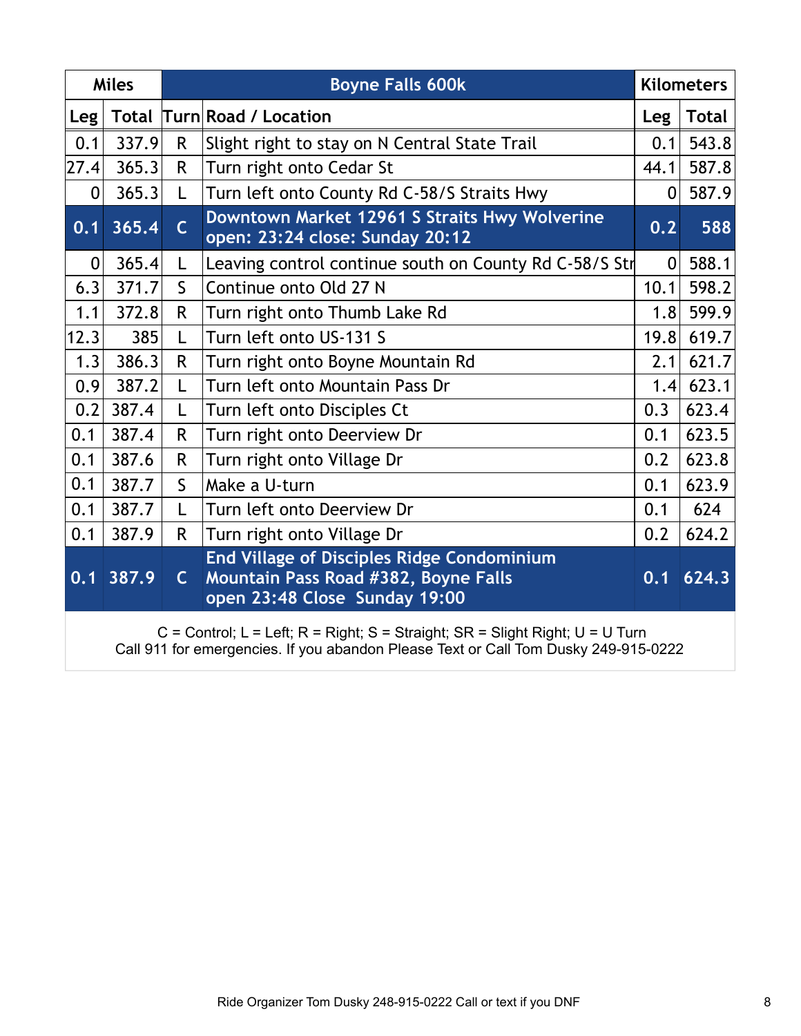| Miles | | | Boyne Falls 600k | Kilometers | |
|---|---|---|---|---|---|
| Leg | Total | Turn | Road / Location | Leg | Total |
| 0.1 | 337.9 | R | Slight right to stay on N Central State Trail | 0.1 | 543.8 |
| 27.4 | 365.3 | R | Turn right onto Cedar St | 44.1 | 587.8 |
| 0 | 365.3 | L | Turn left onto County Rd C-58/S Straits Hwy | 0 | 587.9 |
| **0.1** | **365.4** | **C** | **Downtown Market 12961 S Straits Hwy Wolverine open: 23:24 close: Sunday 20:12** | **0.2** | **588** |
| 0 | 365.4 | L | Leaving control continue south on County Rd C-58/S Str | 0 | 588.1 |
| 6.3 | 371.7 | S | Continue onto Old 27 N | 10.1 | 598.2 |
| 1.1 | 372.8 | R | Turn right onto Thumb Lake Rd | 1.8 | 599.9 |
| 12.3 | 385 | L | Turn left onto US-131 S | 19.8 | 619.7 |
| 1.3 | 386.3 | R | Turn right onto Boyne Mountain Rd | 2.1 | 621.7 |
| 0.9 | 387.2 | L | Turn left onto Mountain Pass Dr | 1.4 | 623.1 |
| 0.2 | 387.4 | L | Turn left onto Disciples Ct | 0.3 | 623.4 |
| 0.1 | 387.4 | R | Turn right onto Deerview Dr | 0.1 | 623.5 |
| 0.1 | 387.6 | R | Turn right onto Village Dr | 0.2 | 623.8 |
| 0.1 | 387.7 | S | Make a U-turn | 0.1 | 623.9 |
| 0.1 | 387.7 | L | Turn left onto Deerview Dr | 0.1 | 624 |
| 0.1 | 387.9 | R | Turn right onto Village Dr | 0.2 | 624.2 |
| **0.1** | **387.9** | **C** | **End Village of Disciples Ridge Condominium Mountain Pass Road #382, Boyne Falls open 23:48 Close Sunday 19:00** | **0.1** | **624.3** |

C = Control; L = Left; R = Right; S = Straight; SR = Slight Right; U = U Turn
Call 911 for emergencies. If you abandon Please Text or Call Tom Dusky 249-915-0222

Ride Organizer Tom Dusky 248-915-0222 Call or text if you DNF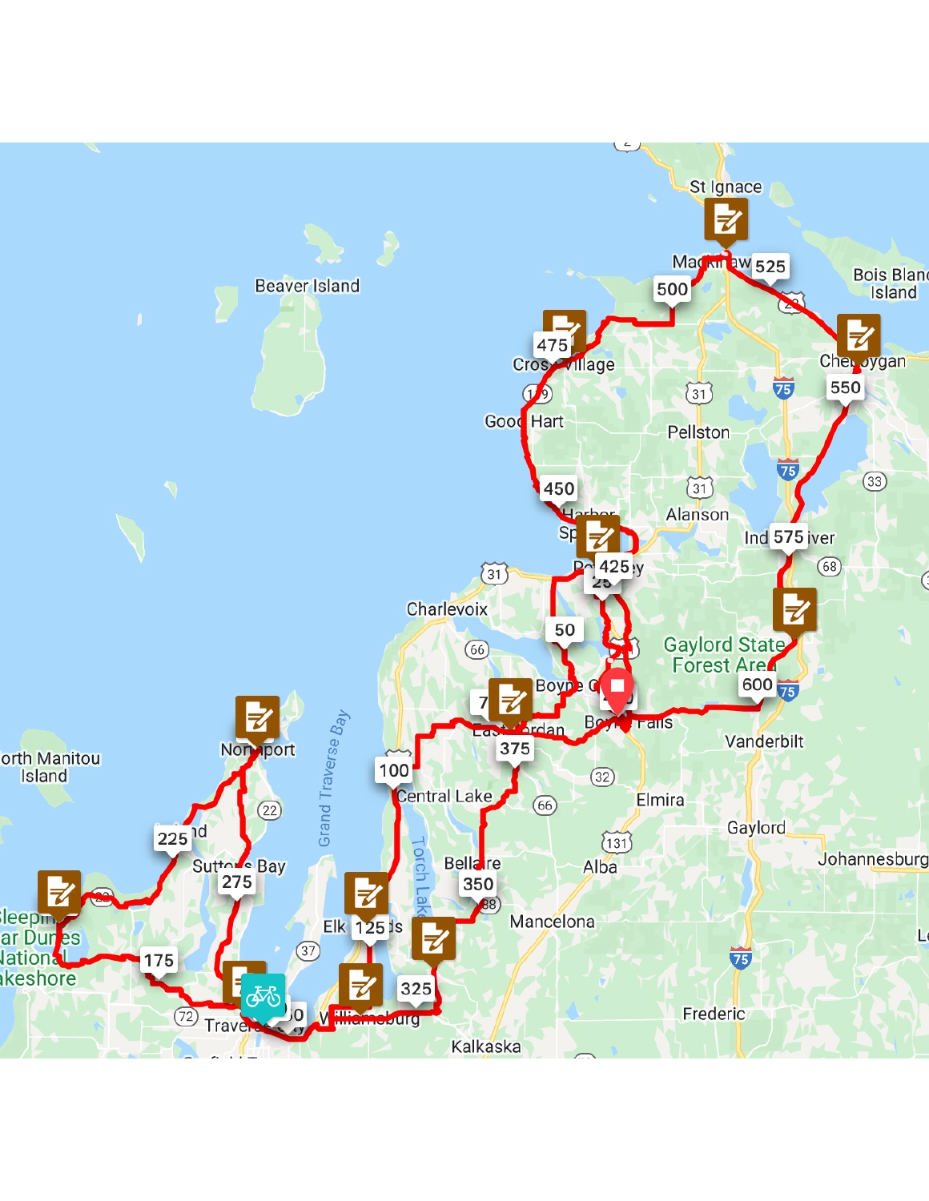St Ignace

Mackinaw

525

500

Bois Blanc Island

Beaver Island

475

Cross Village

Cheboygan

550

Good Hart

Pellston

450

Harbor Springs

Alanson

Petoskey

425

25

Indian River

575

Charlevoix

50

Gaylord State Forest Area

600

Boyne City

Boyne Falls

East Jordan

375

Vanderbilt

North Manitou Island

Northport

100

Grand Traverse Bay

Central Lake

225

Elmira

Gaylord

Alba

Johannesburg

Suttons Bay

275

Bellaire

350

Torch Lake

Sleeping Bear Dunes National Lakeshore

Elk Rapids

125

Mancelona

175

325

Traverse City

Williamsburg

Kalkaska

Frederic

31

66

22

32

131

37

72

88

75

33

68

119

23